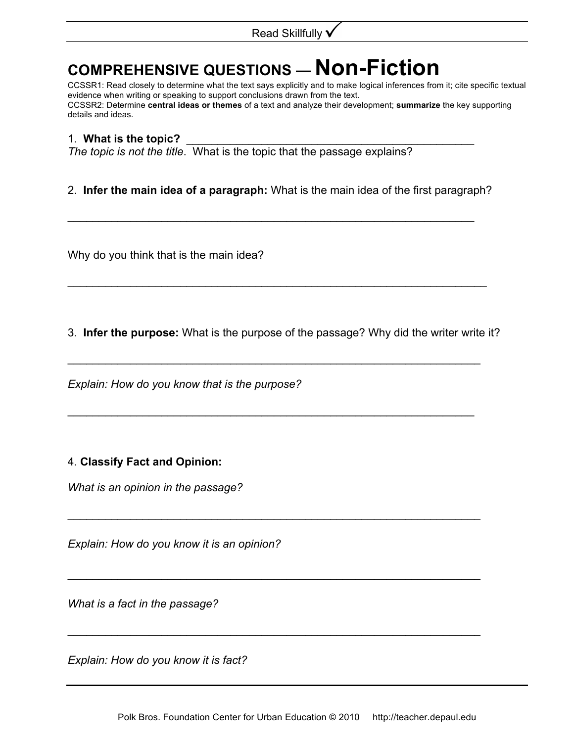Read Skillfully ✓

# COMPREHENSIVE QUESTIONS — Non-Fiction

CCSSR1: Read closely to determine what the text says explicitly and to make logical inferences from it; cite specific textual evidence when writing or speaking to support conclusions drawn from the text.
CCSSR2: Determine **central ideas or themes** of a text and analyze their development; **summarize** the key supporting details and ideas.

1. **What is the topic?** ______________________________________________
*The topic is not the title*. What is the topic that the passage explains?

2. **Infer the main idea of a paragraph:** What is the main idea of the first paragraph?

_______________________________________________________________

Why do you think that is the main idea?

_________________________________________________________________

3. **Infer the purpose:** What is the purpose of the passage? Why did the writer write it?

________________________________________________________________

*Explain: How do you know that is the purpose?*

_______________________________________________________________

4. **Classify Fact and Opinion:**

*What is an opinion in the passage?*

________________________________________________________________

*Explain: How do you know it is an opinion?*

________________________________________________________________

*What is a fact in the passage?*

________________________________________________________________

*Explain: How do you know it is fact?*

Polk Bros. Foundation Center for Urban Education © 2010 http://teacher.depaul.edu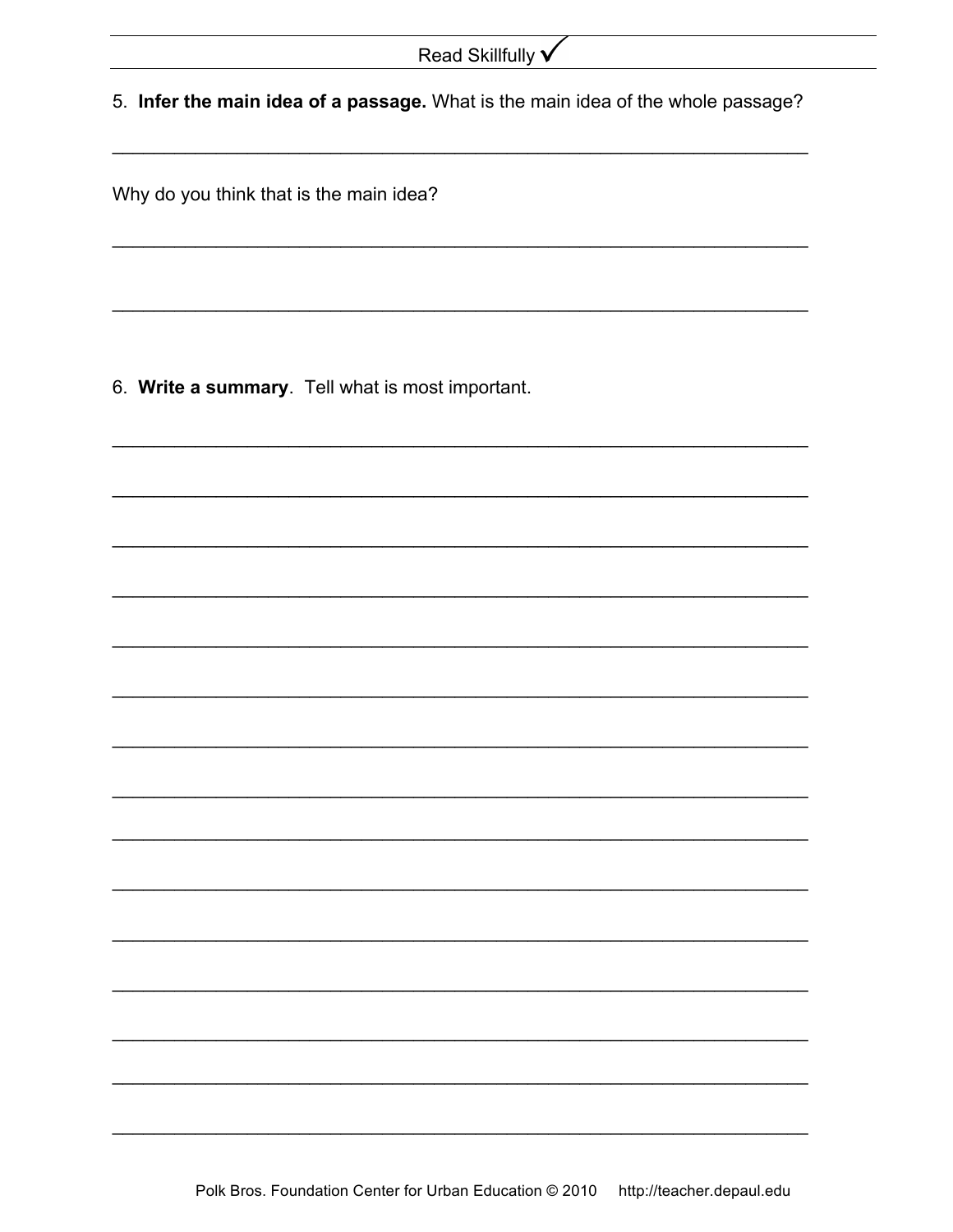Read Skillfully ✓

5. **Infer the main idea of a passage.** What is the main idea of the whole passage?

_________________________________________________________________

Why do you think that is the main idea?

_________________________________________________________________

_________________________________________________________________

6. **Write a summary**. Tell what is most important.

_________________________________________________________________

_________________________________________________________________

_________________________________________________________________

_________________________________________________________________

_________________________________________________________________

_________________________________________________________________

_________________________________________________________________

_________________________________________________________________

_________________________________________________________________

_________________________________________________________________

_________________________________________________________________

_________________________________________________________________

_________________________________________________________________

_________________________________________________________________

_________________________________________________________________

Polk Bros. Foundation Center for Urban Education © 2010 http://teacher.depaul.edu